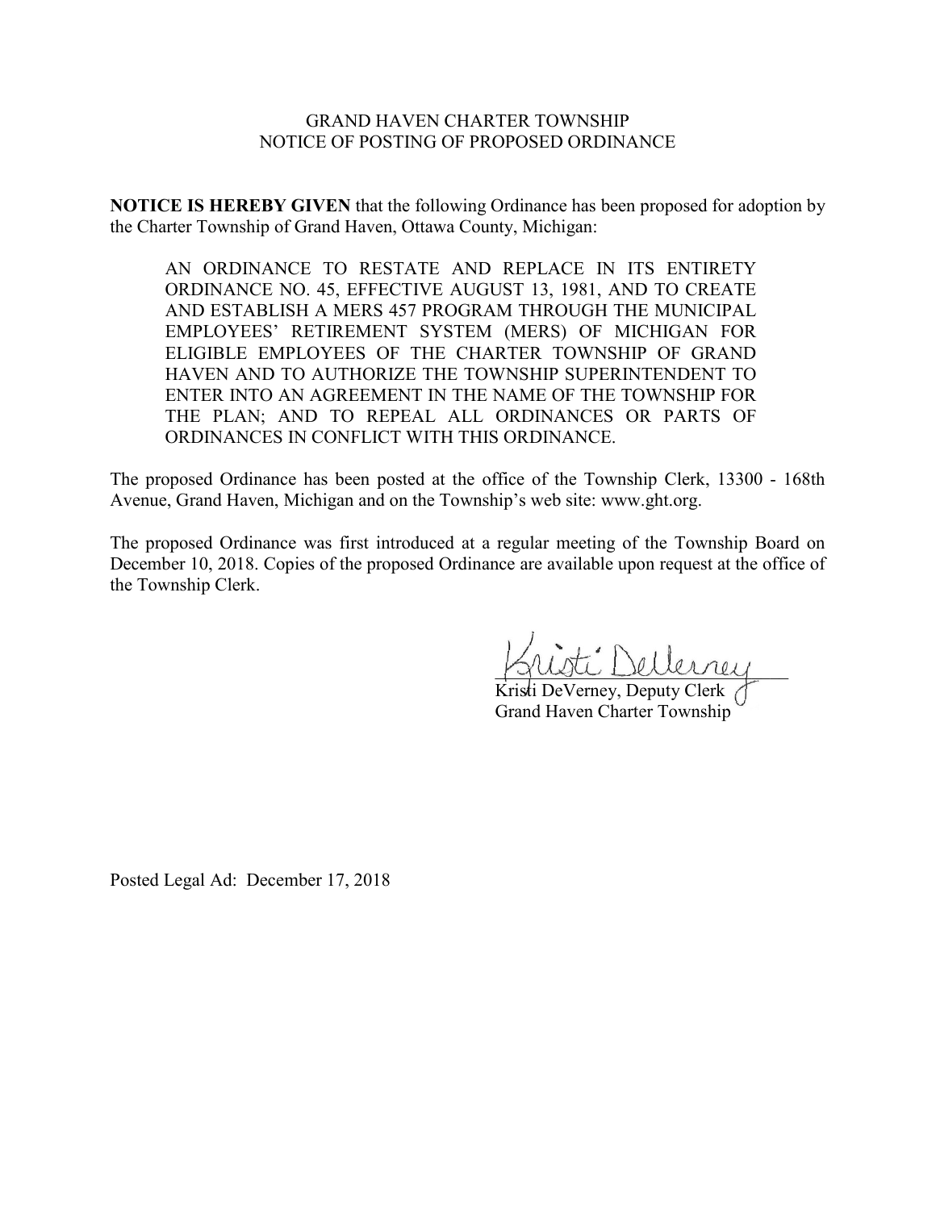GRAND HAVEN CHARTER TOWNSHIP
NOTICE OF POSTING OF PROPOSED ORDINANCE

**NOTICE IS HEREBY GIVEN** that the following Ordinance has been proposed for adoption by the Charter Township of Grand Haven, Ottawa County, Michigan:

> AN ORDINANCE TO RESTATE AND REPLACE IN ITS ENTIRETY ORDINANCE NO. 45, EFFECTIVE AUGUST 13, 1981, AND TO CREATE AND ESTABLISH A MERS 457 PROGRAM THROUGH THE MUNICIPAL EMPLOYEES' RETIREMENT SYSTEM (MERS) OF MICHIGAN FOR ELIGIBLE EMPLOYEES OF THE CHARTER TOWNSHIP OF GRAND HAVEN AND TO AUTHORIZE THE TOWNSHIP SUPERINTENDENT TO ENTER INTO AN AGREEMENT IN THE NAME OF THE TOWNSHIP FOR THE PLAN; AND TO REPEAL ALL ORDINANCES OR PARTS OF ORDINANCES IN CONFLICT WITH THIS ORDINANCE.

The proposed Ordinance has been posted at the office of the Township Clerk, 13300 - 168th Avenue, Grand Haven, Michigan and on the Township's web site: www.ght.org.

The proposed Ordinance was first introduced at a regular meeting of the Township Board on December 10, 2018. Copies of the proposed Ordinance are available upon request at the office of the Township Clerk.

Kristi DeVerney, Deputy Clerk
Grand Haven Charter Township

Posted Legal Ad: December 17, 2018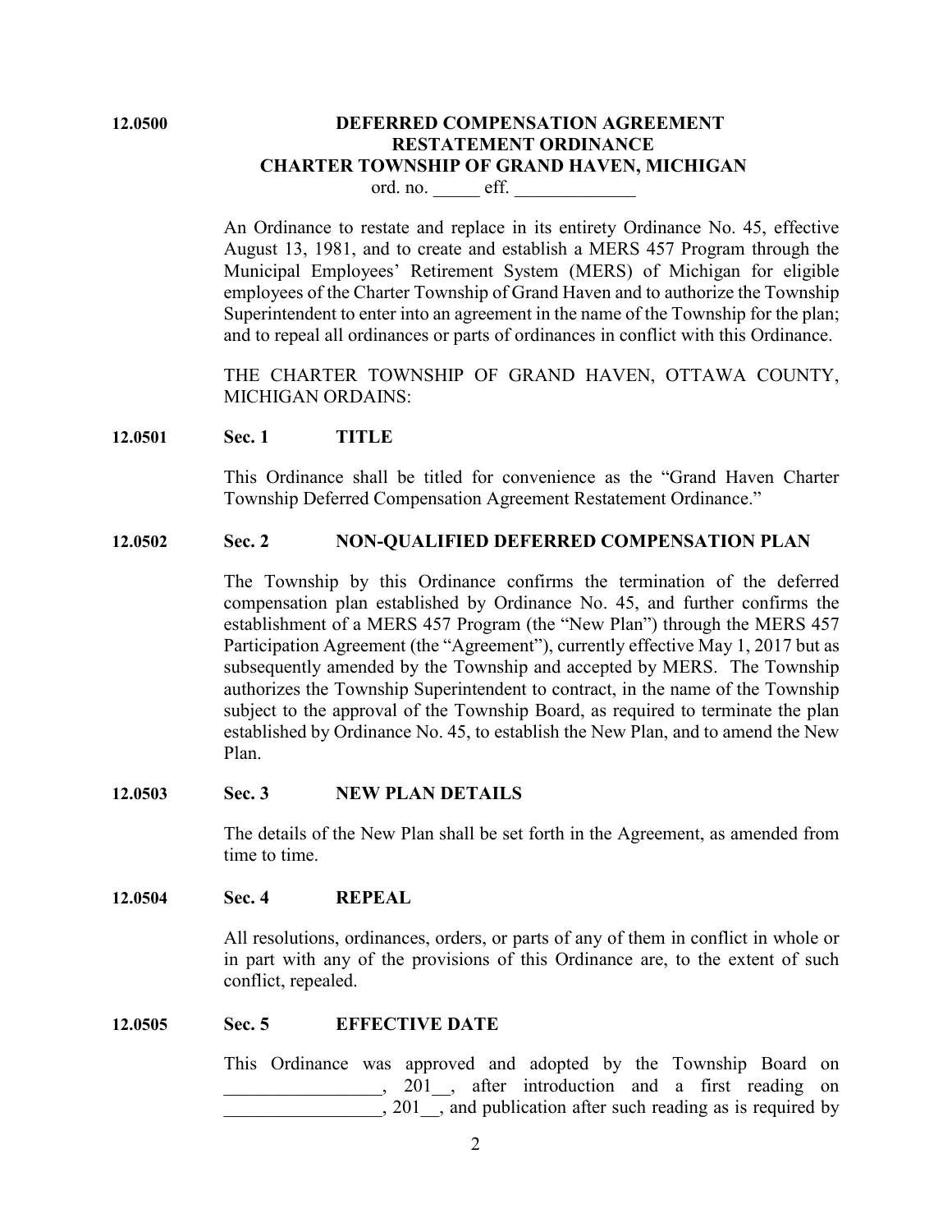**12.0500** **DEFERRED COMPENSATION AGREEMENT RESTATEMENT ORDINANCE CHARTER TOWNSHIP OF GRAND HAVEN, MICHIGAN**

ord. no. _____ eff. _____________

An Ordinance to restate and replace in its entirety Ordinance No. 45, effective August 13, 1981, and to create and establish a MERS 457 Program through the Municipal Employees' Retirement System (MERS) of Michigan for eligible employees of the Charter Township of Grand Haven and to authorize the Township Superintendent to enter into an agreement in the name of the Township for the plan; and to repeal all ordinances or parts of ordinances in conflict with this Ordinance.

THE CHARTER TOWNSHIP OF GRAND HAVEN, OTTAWA COUNTY, MICHIGAN ORDAINS:

**12.0501** **Sec. 1** **TITLE**

This Ordinance shall be titled for convenience as the "Grand Haven Charter Township Deferred Compensation Agreement Restatement Ordinance."

**12.0502** **Sec. 2** **NON-QUALIFIED DEFERRED COMPENSATION PLAN**

The Township by this Ordinance confirms the termination of the deferred compensation plan established by Ordinance No. 45, and further confirms the establishment of a MERS 457 Program (the "New Plan") through the MERS 457 Participation Agreement (the "Agreement"), currently effective May 1, 2017 but as subsequently amended by the Township and accepted by MERS. The Township authorizes the Township Superintendent to contract, in the name of the Township subject to the approval of the Township Board, as required to terminate the plan established by Ordinance No. 45, to establish the New Plan, and to amend the New Plan.

**12.0503** **Sec. 3** **NEW PLAN DETAILS**

The details of the New Plan shall be set forth in the Agreement, as amended from time to time.

**12.0504** **Sec. 4** **REPEAL**

All resolutions, ordinances, orders, or parts of any of them in conflict in whole or in part with any of the provisions of this Ordinance are, to the extent of such conflict, repealed.

**12.0505** **Sec. 5** **EFFECTIVE DATE**

This Ordinance was approved and adopted by the Township Board on _________________, 201__, after introduction and a first reading on _________________, 201__, and publication after such reading as is required by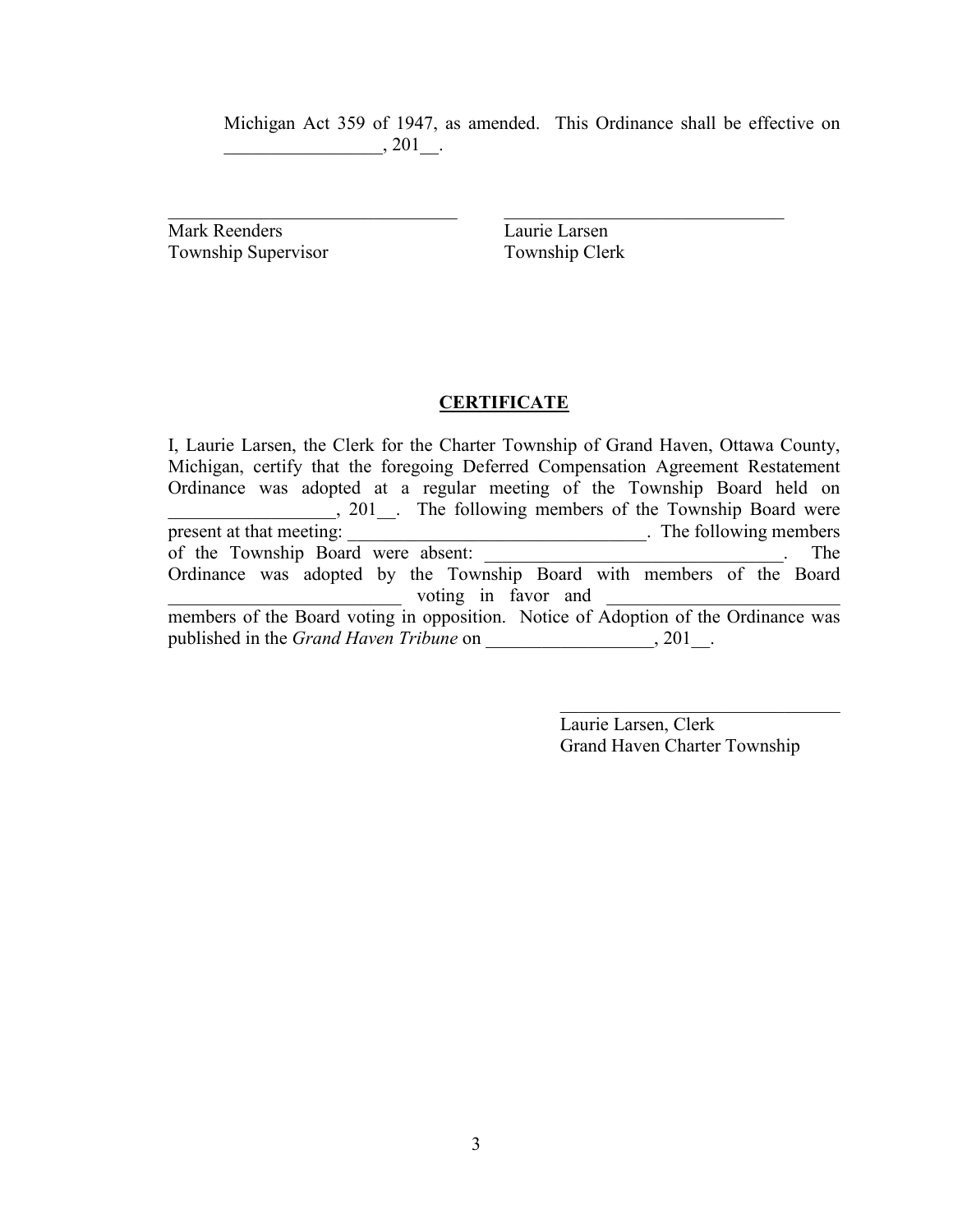Michigan Act 359 of 1947, as amended. This Ordinance shall be effective on _________________, 201__.

_________________________________ &nbsp;&nbsp;&nbsp;&nbsp; _______________________________

Mark Reenders &nbsp;&nbsp;&nbsp;&nbsp; Laurie Larsen
Township Supervisor &nbsp;&nbsp;&nbsp;&nbsp; Township Clerk

**CERTIFICATE**

I, Laurie Larsen, the Clerk for the Charter Township of Grand Haven, Ottawa County, Michigan, certify that the foregoing Deferred Compensation Agreement Restatement Ordinance was adopted at a regular meeting of the Township Board held on __________________, 201__. The following members of the Township Board were present at that meeting: __________________________________. The following members of the Township Board were absent: ________________________________. The Ordinance was adopted by the Township Board with members of the Board _________________________ voting in favor and _________________________ members of the Board voting in opposition. Notice of Adoption of the Ordinance was published in the *Grand Haven Tribune* on __________________, 201__.

________________________________
Laurie Larsen, Clerk
Grand Haven Charter Township